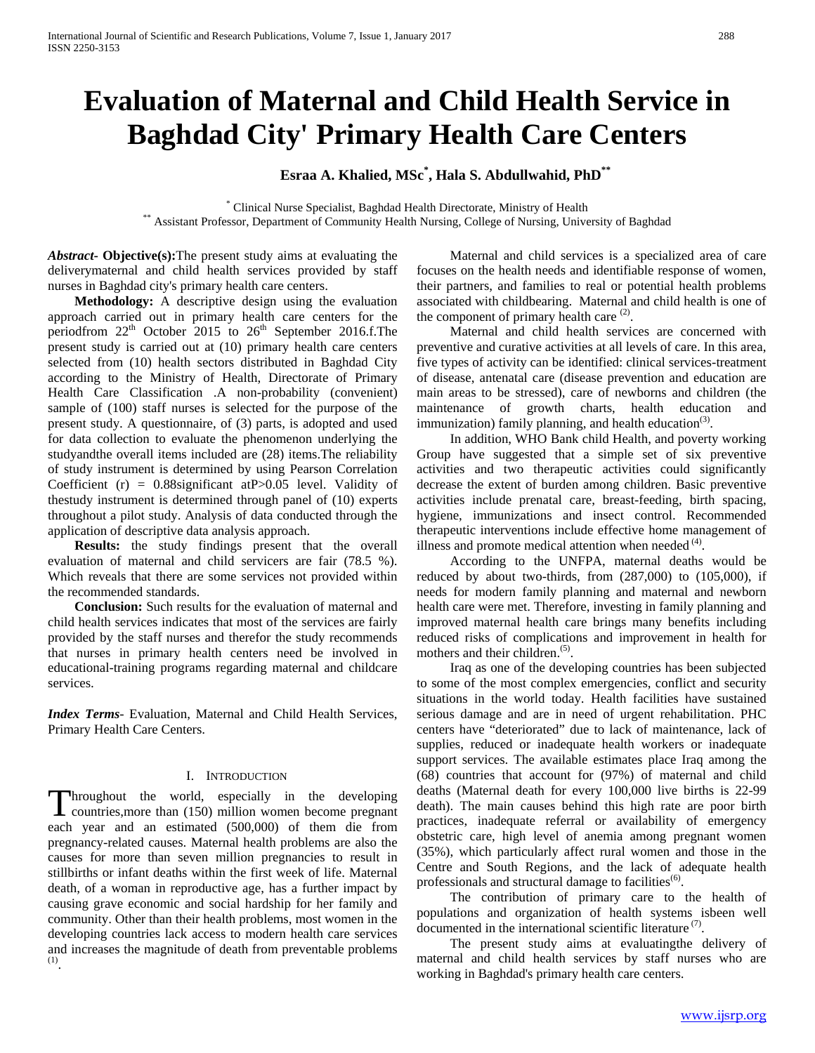# Evaluation of Maternal and Child Health Service in Baghdad City' Primary Health Care Centers

**Esraa A. Khalied, MSc[*], Hala S. Abdullwahid, PhD[**]**

[*] Clinical Nurse Specialist, Baghdad Health Directorate, Ministry of Health
[**] Assistant Professor, Department of Community Health Nursing, College of Nursing, University of Baghdad

***Abstract*- Objective(s):**The present study aims at evaluating the deliverymaternal and child health services provided by staff nurses in Baghdad city's primary health care centers.

**Methodology:** A descriptive design using the evaluation approach carried out in primary health care centers for the periodfrom 22[th] October 2015 to 26[th] September 2016.f.The present study is carried out at (10) primary health care centers selected from (10) health sectors distributed in Baghdad City according to the Ministry of Health, Directorate of Primary Health Care Classification .A non-probability (convenient) sample of (100) staff nurses is selected for the purpose of the present study. A questionnaire, of (3) parts, is adopted and used for data collection to evaluate the phenomenon underlying the studyandthe overall items included are (28) items.The reliability of study instrument is determined by using Pearson Correlation Coefficient (r) = 0.88significant atP>0.05 level. Validity of thestudy instrument is determined through panel of (10) experts throughout a pilot study. Analysis of data conducted through the application of descriptive data analysis approach.

**Results:** the study findings present that the overall evaluation of maternal and child servicers are fair (78.5 %). Which reveals that there are some services not provided within the recommended standards.

**Conclusion:** Such results for the evaluation of maternal and child health services indicates that most of the services are fairly provided by the staff nurses and therefor the study recommends that nurses in primary health centers need be involved in educational-training programs regarding maternal and childcare services.

***Index Terms*-** Evaluation, Maternal and Child Health Services, Primary Health Care Centers.

## I. Introduction

Throughout the world, especially in the developing countries,more than (150) million women become pregnant each year and an estimated (500,000) of them die from pregnancy-related causes. Maternal health problems are also the causes for more than seven million pregnancies to result in stillbirths or infant deaths within the first week of life. Maternal death, of a woman in reproductive age, has a further impact by causing grave economic and social hardship for her family and community. Other than their health problems, most women in the developing countries lack access to modern health care services and increases the magnitude of death from preventable problems [(1)].

Maternal and child services is a specialized area of care focuses on the health needs and identifiable response of women, their partners, and families to real or potential health problems associated with childbearing. Maternal and child health is one of the component of primary health care [(2)].

Maternal and child health services are concerned with preventive and curative activities at all levels of care. In this area, five types of activity can be identified: clinical services-treatment of disease, antenatal care (disease prevention and education are main areas to be stressed), care of newborns and children (the maintenance of growth charts, health education and immunization) family planning, and health education[(3)].

In addition, WHO Bank child Health, and poverty working Group have suggested that a simple set of six preventive activities and two therapeutic activities could significantly decrease the extent of burden among children. Basic preventive activities include prenatal care, breast-feeding, birth spacing, hygiene, immunizations and insect control. Recommended therapeutic interventions include effective home management of illness and promote medical attention when needed [(4)].

According to the UNFPA, maternal deaths would be reduced by about two-thirds, from (287,000) to (105,000), if needs for modern family planning and maternal and newborn health care were met. Therefore, investing in family planning and improved maternal health care brings many benefits including reduced risks of complications and improvement in health for mothers and their children.[(5)].

Iraq as one of the developing countries has been subjected to some of the most complex emergencies, conflict and security situations in the world today. Health facilities have sustained serious damage and are in need of urgent rehabilitation. PHC centers have "deteriorated" due to lack of maintenance, lack of supplies, reduced or inadequate health workers or inadequate support services. The available estimates place Iraq among the (68) countries that account for (97%) of maternal and child deaths (Maternal death for every 100,000 live births is 22-99 death). The main causes behind this high rate are poor birth practices, inadequate referral or availability of emergency obstetric care, high level of anemia among pregnant women (35%), which particularly affect rural women and those in the Centre and South Regions, and the lack of adequate health professionals and structural damage to facilities[(6)].

The contribution of primary care to the health of populations and organization of health systems isbeen well documented in the international scientific literature [(7)].

The present study aims at evaluatingthe delivery of maternal and child health services by staff nurses who are working in Baghdad's primary health care centers.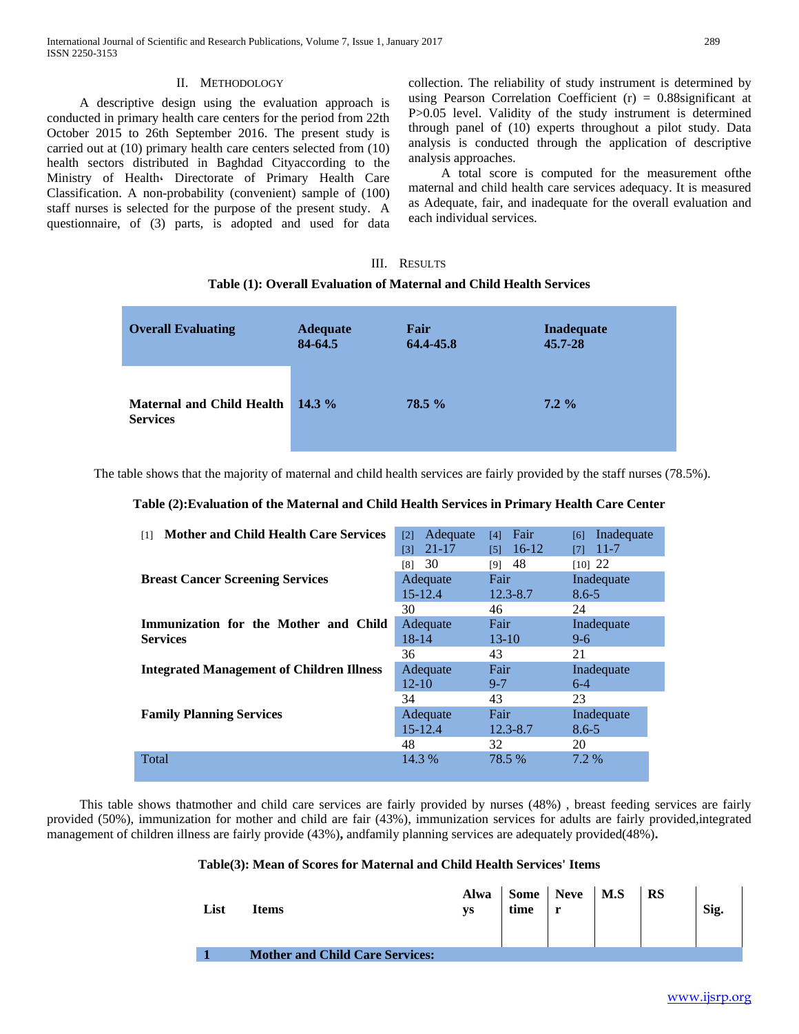## II. METHODOLOGY

A descriptive design using the evaluation approach is conducted in primary health care centers for the period from 22th October 2015 to 26th September 2016. The present study is carried out at (10) primary health care centers selected from (10) health sectors distributed in Baghdad Cityaccording to the Ministry of Health، Directorate of Primary Health Care Classification. A non-probability (convenient) sample of (100) staff nurses is selected for the purpose of the present study. A questionnaire, of (3) parts, is adopted and used for data collection. The reliability of study instrument is determined by using Pearson Correlation Coefficient (r) = 0.88significant at P>0.05 level. Validity of the study instrument is determined through panel of (10) experts throughout a pilot study. Data analysis is conducted through the application of descriptive analysis approaches.

A total score is computed for the measurement ofthe maternal and child health care services adequacy. It is measured as Adequate, fair, and inadequate for the overall evaluation and each individual services.

## III. RESULTS

**Table (1): Overall Evaluation of Maternal and Child Health Services**

| Overall Evaluating | Adequate 84-64.5 | Fair 64.4-45.8 | Inadequate 45.7-28 |
|---|---|---|---|
| **Maternal and Child Health Services** | **14.3 %** | **78.5 %** | **7.2 %** |

The table shows that the majority of maternal and child health services are fairly provided by the staff nurses (78.5%).

**Table (2):Evaluation of the Maternal and Child Health Services in Primary Health Care Center**

| | | | |
|---|---|---|---|
| [1] **Mother and Child Health Care Services** | [2] Adequate [3] 21-17 | [4] Fair [5] 16-12 | [6] Inadequate [7] 11-7 |
| | [8] 30 | [9] 48 | [10] 22 |
| **Breast Cancer Screening Services** | Adequate 15-12.4 | Fair 12.3-8.7 | Inadequate 8.6-5 |
| | 30 | 46 | 24 |
| **Immunization for the Mother and Child Services** | Adequate 18-14 | Fair 13-10 | Inadequate 9-6 |
| | 36 | 43 | 21 |
| **Integrated Management of Children Illness** | Adequate 12-10 | Fair 9-7 | Inadequate 6-4 |
| | 34 | 43 | 23 |
| **Family Planning Services** | Adequate 15-12.4 | Fair 12.3-8.7 | Inadequate 8.6-5 |
| | 48 | 32 | 20 |
| Total | 14.3 % | 78.5 % | 7.2 % |

This table shows thatmother and child care services are fairly provided by nurses (48%) , breast feeding services are fairly provided (50%), immunization for mother and child are fair (43%), immunization services for adults are fairly provided,integrated management of children illness are fairly provide (43%)**,** andfamily planning services are adequately provided(48%)**.**

**Table(3): Mean of Scores for Maternal and Child Health Services' Items**

| List | Items | Always | Some time | Never | M.S | RS | Sig. |
|---|---|---|---|---|---|---|---|
| **1** | **Mother and Child Care Services:** | | | | | | |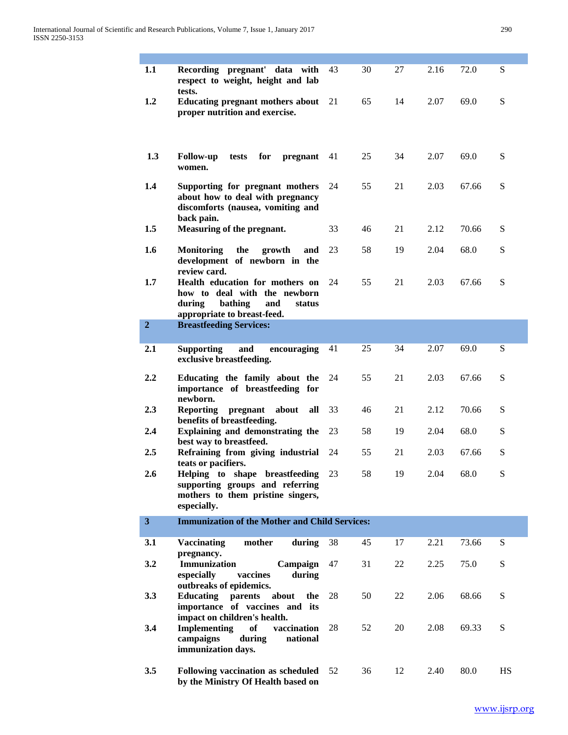| | | | | | | | |
|---|---|---|---|---|---|---|---|
| **1.1** | **Recording pregnant' data with respect to weight, height and lab tests.** | 43 | 30 | 27 | 2.16 | 72.0 | S |
| **1.2** | **Educating pregnant mothers about proper nutrition and exercise.** | 21 | 65 | 14 | 2.07 | 69.0 | S |
| **1.3** | **Follow-up tests for pregnant women.** | 41 | 25 | 34 | 2.07 | 69.0 | S |
| **1.4** | **Supporting for pregnant mothers about how to deal with pregnancy discomforts (nausea, vomiting and back pain.** | 24 | 55 | 21 | 2.03 | 67.66 | S |
| **1.5** | **Measuring of the pregnant.** | 33 | 46 | 21 | 2.12 | 70.66 | S |
| **1.6** | **Monitoring the growth and development of newborn in the review card.** | 23 | 58 | 19 | 2.04 | 68.0 | S |
| **1.7** | **Health education for mothers on how to deal with the newborn during bathing and status appropriate to breast-feed.** | 24 | 55 | 21 | 2.03 | 67.66 | S |
| **2** | **Breastfeeding Services:** | | | | | | |
| **2.1** | **Supporting and encouraging exclusive breastfeeding.** | 41 | 25 | 34 | 2.07 | 69.0 | S |
| **2.2** | **Educating the family about the importance of breastfeeding for newborn.** | 24 | 55 | 21 | 2.03 | 67.66 | S |
| **2.3** | **Reporting pregnant about all benefits of breastfeeding.** | 33 | 46 | 21 | 2.12 | 70.66 | S |
| **2.4** | **Explaining and demonstrating the best way to breastfeed.** | 23 | 58 | 19 | 2.04 | 68.0 | S |
| **2.5** | **Refraining from giving industrial teats or pacifiers.** | 24 | 55 | 21 | 2.03 | 67.66 | S |
| **2.6** | **Helping to shape breastfeeding supporting groups and referring mothers to them pristine singers, especially.** | 23 | 58 | 19 | 2.04 | 68.0 | S |
| **3** | **Immunization of the Mother and Child Services:** | | | | | | |
| **3.1** | **Vaccinating mother during pregnancy.** | 38 | 45 | 17 | 2.21 | 73.66 | S |
| **3.2** | **Immunization Campaign especially vaccines during outbreaks of epidemics.** | 47 | 31 | 22 | 2.25 | 75.0 | S |
| **3.3** | **Educating parents about the importance of vaccines and its impact on children's health.** | 28 | 50 | 22 | 2.06 | 68.66 | S |
| **3.4** | **Implementing of vaccination campaigns during national immunization days.** | 28 | 52 | 20 | 2.08 | 69.33 | S |
| **3.5** | **Following vaccination as scheduled by the Ministry Of Health based on** | 52 | 36 | 12 | 2.40 | 80.0 | HS |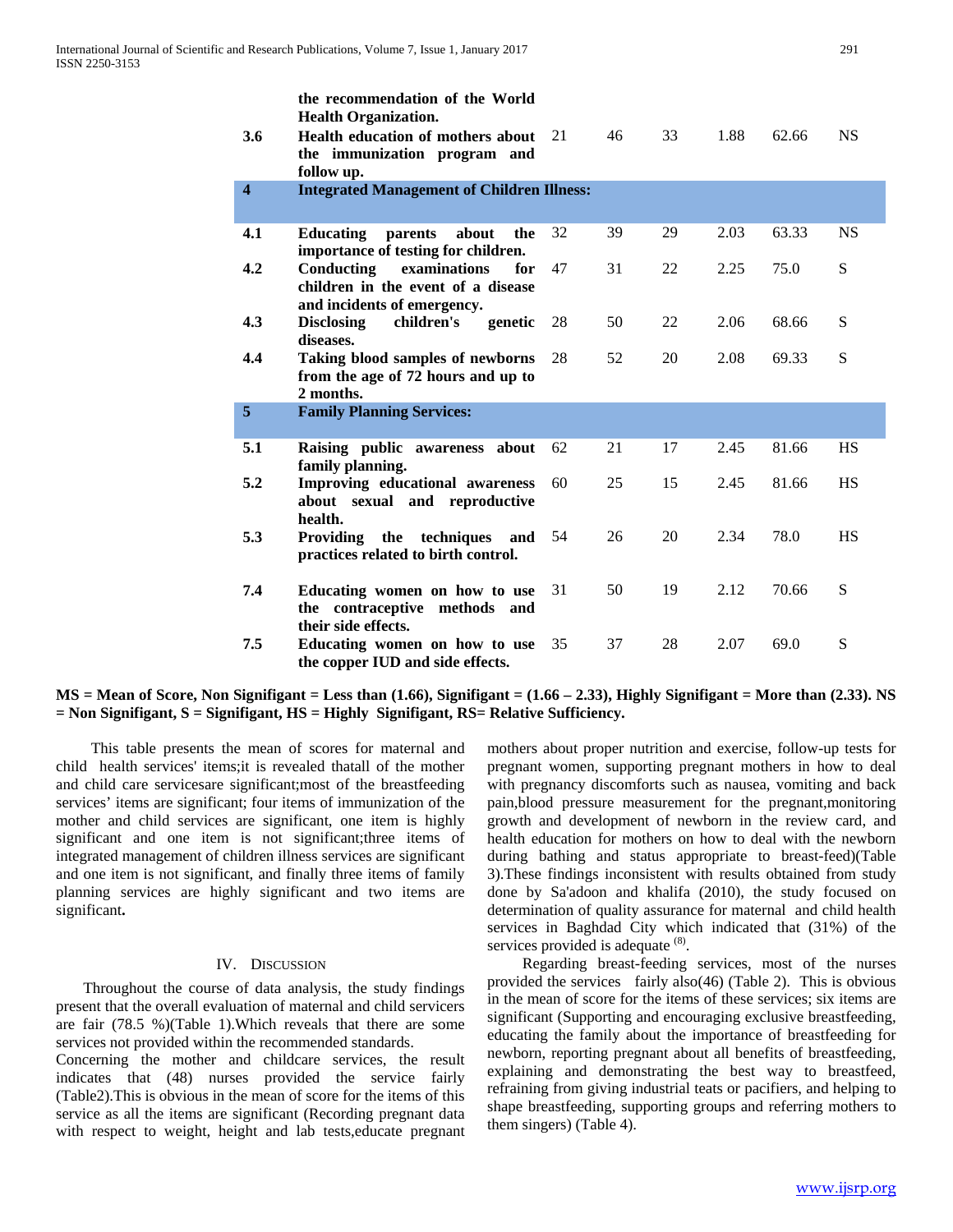| | | | | | | | |
|---|---|---|---|---|---|---|---|
| | **the recommendation of the World Health Organization.** | | | | | | |
| **3.6** | **Health education of mothers about the immunization program and follow up.** | 21 | 46 | 33 | 1.88 | 62.66 | NS |
| **4** | **Integrated Management of Children Illness:** | | | | | | |
| **4.1** | **Educating parents about the importance of testing for children.** | 32 | 39 | 29 | 2.03 | 63.33 | NS |
| **4.2** | **Conducting examinations for children in the event of a disease and incidents of emergency.** | 47 | 31 | 22 | 2.25 | 75.0 | S |
| **4.3** | **Disclosing children's genetic diseases.** | 28 | 50 | 22 | 2.06 | 68.66 | S |
| **4.4** | **Taking blood samples of newborns from the age of 72 hours and up to 2 months.** | 28 | 52 | 20 | 2.08 | 69.33 | S |
| **5** | **Family Planning Services:** | | | | | | |
| **5.1** | **Raising public awareness about family planning.** | 62 | 21 | 17 | 2.45 | 81.66 | HS |
| **5.2** | **Improving educational awareness about sexual and reproductive health.** | 60 | 25 | 15 | 2.45 | 81.66 | HS |
| **5.3** | **Providing the techniques and practices related to birth control.** | 54 | 26 | 20 | 2.34 | 78.0 | HS |
| **7.4** | **Educating women on how to use the contraceptive methods and their side effects.** | 31 | 50 | 19 | 2.12 | 70.66 | S |
| **7.5** | **Educating women on how to use the copper IUD and side effects.** | 35 | 37 | 28 | 2.07 | 69.0 | S |

**MS = Mean of Score, Non Signifigant = Less than (1.66), Signifigant = (1.66 – 2.33), Highly Signifigant = More than (2.33). NS = Non Signifigant, S = Signifigant, HS = Highly Signifigant, RS= Relative Sufficiency.**

This table presents the mean of scores for maternal and child health services' items;it is revealed thatall of the mother and child care servicesare significant;most of the breastfeeding services' items are significant; four items of immunization of the mother and child services are significant, one item is highly significant and one item is not significant;three items of integrated management of children illness services are significant and one item is not significant, and finally three items of family planning services are highly significant and two items are significant**.**

## IV. Discussion

Throughout the course of data analysis, the study findings present that the overall evaluation of maternal and child servicers are fair (78.5 %)(Table 1).Which reveals that there are some services not provided within the recommended standards.

Concerning the mother and childcare services, the result indicates that (48) nurses provided the service fairly (Table2).This is obvious in the mean of score for the items of this service as all the items are significant (Recording pregnant data with respect to weight, height and lab tests,educate pregnant mothers about proper nutrition and exercise, follow-up tests for pregnant women, supporting pregnant mothers in how to deal with pregnancy discomforts such as nausea, vomiting and back pain,blood pressure measurement for the pregnant,monitoring growth and development of newborn in the review card, and health education for mothers on how to deal with the newborn during bathing and status appropriate to breast-feed)(Table 3).These findings inconsistent with results obtained from study done by Sa'adoon and khalifa (2010), the study focused on determination of quality assurance for maternal and child health services in Baghdad City which indicated that (31%) of the services provided is adequate [8].

Regarding breast-feeding services, most of the nurses provided the services fairly also(46) (Table 2). This is obvious in the mean of score for the items of these services; six items are significant (Supporting and encouraging exclusive breastfeeding, educating the family about the importance of breastfeeding for newborn, reporting pregnant about all benefits of breastfeeding, explaining and demonstrating the best way to breastfeed, refraining from giving industrial teats or pacifiers, and helping to shape breastfeeding, supporting groups and referring mothers to them singers) (Table 4).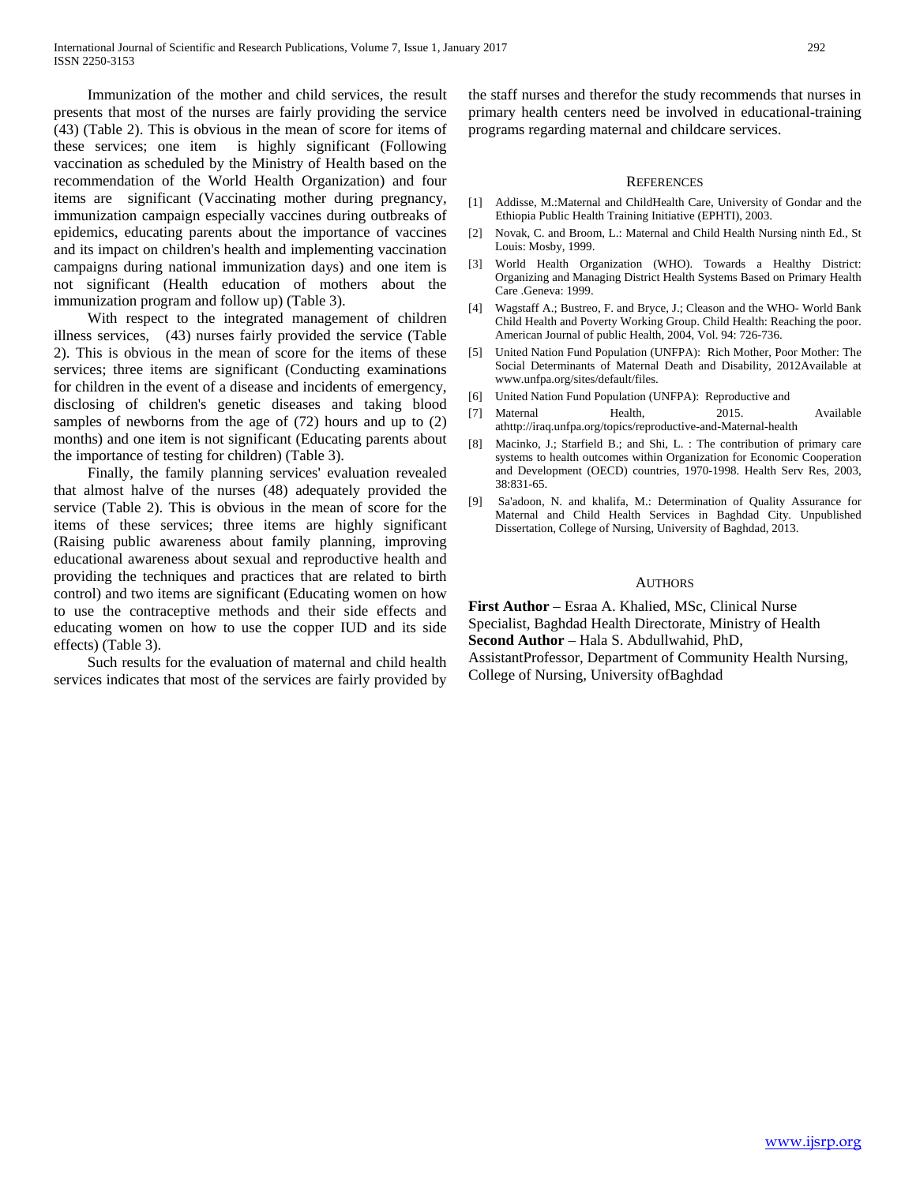Immunization of the mother and child services, the result presents that most of the nurses are fairly providing the service (43) (Table 2). This is obvious in the mean of score for items of these services; one item is highly significant (Following vaccination as scheduled by the Ministry of Health based on the recommendation of the World Health Organization) and four items are significant (Vaccinating mother during pregnancy, immunization campaign especially vaccines during outbreaks of epidemics, educating parents about the importance of vaccines and its impact on children's health and implementing vaccination campaigns during national immunization days) and one item is not significant (Health education of mothers about the immunization program and follow up) (Table 3).

With respect to the integrated management of children illness services, (43) nurses fairly provided the service (Table 2). This is obvious in the mean of score for the items of these services; three items are significant (Conducting examinations for children in the event of a disease and incidents of emergency, disclosing of children's genetic diseases and taking blood samples of newborns from the age of (72) hours and up to (2) months) and one item is not significant (Educating parents about the importance of testing for children) (Table 3).

Finally, the family planning services' evaluation revealed that almost halve of the nurses (48) adequately provided the service (Table 2). This is obvious in the mean of score for the items of these services; three items are highly significant (Raising public awareness about family planning, improving educational awareness about sexual and reproductive health and providing the techniques and practices that are related to birth control) and two items are significant (Educating women on how to use the contraceptive methods and their side effects and educating women on how to use the copper IUD and its side effects) (Table 3).

Such results for the evaluation of maternal and child health services indicates that most of the services are fairly provided by the staff nurses and therefor the study recommends that nurses in primary health centers need be involved in educational-training programs regarding maternal and childcare services.

## References

[1] Addisse, M.:Maternal and ChildHealth Care, University of Gondar and the Ethiopia Public Health Training Initiative (EPHTI), 2003.

[2] Novak, C. and Broom, L.: Maternal and Child Health Nursing ninth Ed., St Louis: Mosby, 1999.

[3] World Health Organization (WHO). Towards a Healthy District: Organizing and Managing District Health Systems Based on Primary Health Care .Geneva: 1999.

[4] Wagstaff A.; Bustreo, F. and Bryce, J.; Cleason and the WHO- World Bank Child Health and Poverty Working Group. Child Health: Reaching the poor. American Journal of public Health, 2004, Vol. 94: 726-736.

[5] United Nation Fund Population (UNFPA): Rich Mother, Poor Mother: The Social Determinants of Maternal Death and Disability, 2012Available at www.unfpa.org/sites/default/files.

[6] United Nation Fund Population (UNFPA): Reproductive and

[7] Maternal Health, 2015. Available athttp://iraq.unfpa.org/topics/reproductive-and-Maternal-health

[8] Macinko, J.; Starfield B.; and Shi, L. : The contribution of primary care systems to health outcomes within Organization for Economic Cooperation and Development (OECD) countries, 1970-1998. Health Serv Res, 2003, 38:831-65.

[9] Sa'adoon, N. and khalifa, M.: Determination of Quality Assurance for Maternal and Child Health Services in Baghdad City. Unpublished Dissertation, College of Nursing, University of Baghdad, 2013.

## Authors

**First Author** – Esraa A. Khalied, MSc, Clinical Nurse Specialist, Baghdad Health Directorate, Ministry of Health
**Second Author** – Hala S. Abdullwahid, PhD, AssistantProfessor, Department of Community Health Nursing, College of Nursing, University ofBaghdad